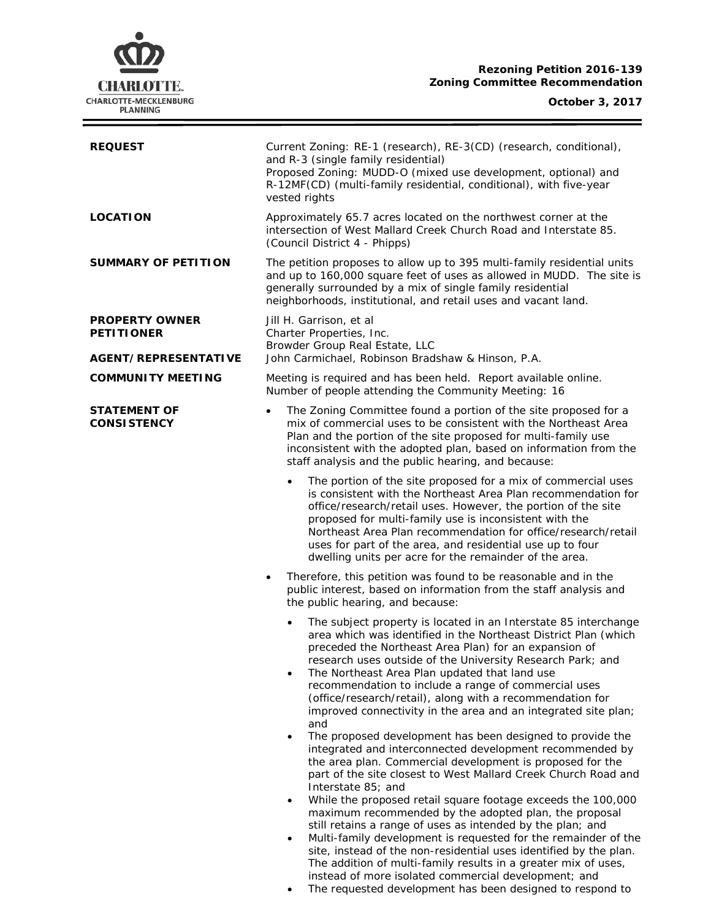**Rezoning Petition 2016-139**
**Zoning Committee Recommendation**

**October 3, 2017**

| | |
|---|---|
| **REQUEST** | Current Zoning: RE-1 (research), RE-3(CD) (research, conditional), and R-3 (single family residential)<br>Proposed Zoning: MUDD-O (mixed use development, optional) and R-12MF(CD) (multi-family residential, conditional), with five-year vested rights |
| **LOCATION** | Approximately 65.7 acres located on the northwest corner at the intersection of West Mallard Creek Church Road and Interstate 85. (Council District 4 - Phipps) |
| **SUMMARY OF PETITION** | The petition proposes to allow up to 395 multi-family residential units and up to 160,000 square feet of uses as allowed in MUDD. The site is generally surrounded by a mix of single family residential neighborhoods, institutional, and retail uses and vacant land. |
| **PROPERTY OWNER**<br>**PETITIONER**<br>**AGENT/REPRESENTATIVE** | Jill H. Garrison, et al<br>Charter Properties, Inc.<br>Browder Group Real Estate, LLC<br>John Carmichael, Robinson Bradshaw & Hinson, P.A. |
| **COMMUNITY MEETING** | Meeting is required and has been held. Report available online.<br>Number of people attending the Community Meeting: 16 |

**STATEMENT OF CONSISTENCY**

- The Zoning Committee found a portion of the site proposed for a mix of commercial uses to be consistent with the Northeast Area Plan and the portion of the site proposed for multi-family use inconsistent with the adopted plan, based on information from the staff analysis and the public hearing, and because:
  - The portion of the site proposed for a mix of commercial uses is consistent with the Northeast Area Plan recommendation for office/research/retail uses. However, the portion of the site proposed for multi-family use is inconsistent with the Northeast Area Plan recommendation for office/research/retail uses for part of the area, and residential use up to four dwelling units per acre for the remainder of the area.
- Therefore, this petition was found to be reasonable and in the public interest, based on information from the staff analysis and the public hearing, and because:
  - The subject property is located in an Interstate 85 interchange area which was identified in the Northeast District Plan (which preceded the Northeast Area Plan) for an expansion of research uses outside of the University Research Park; and
  - The Northeast Area Plan updated that land use recommendation to include a range of commercial uses (office/research/retail), along with a recommendation for improved connectivity in the area and an integrated site plan; and
  - The proposed development has been designed to provide the integrated and interconnected development recommended by the area plan. Commercial development is proposed for the part of the site closest to West Mallard Creek Church Road and Interstate 85; and
  - While the proposed retail square footage exceeds the 100,000 maximum recommended by the adopted plan, the proposal still retains a range of uses as intended by the plan; and
  - Multi-family development is requested for the remainder of the site, instead of the non-residential uses identified by the plan. The addition of multi-family results in a greater mix of uses, instead of more isolated commercial development; and
  - The requested development has been designed to respond to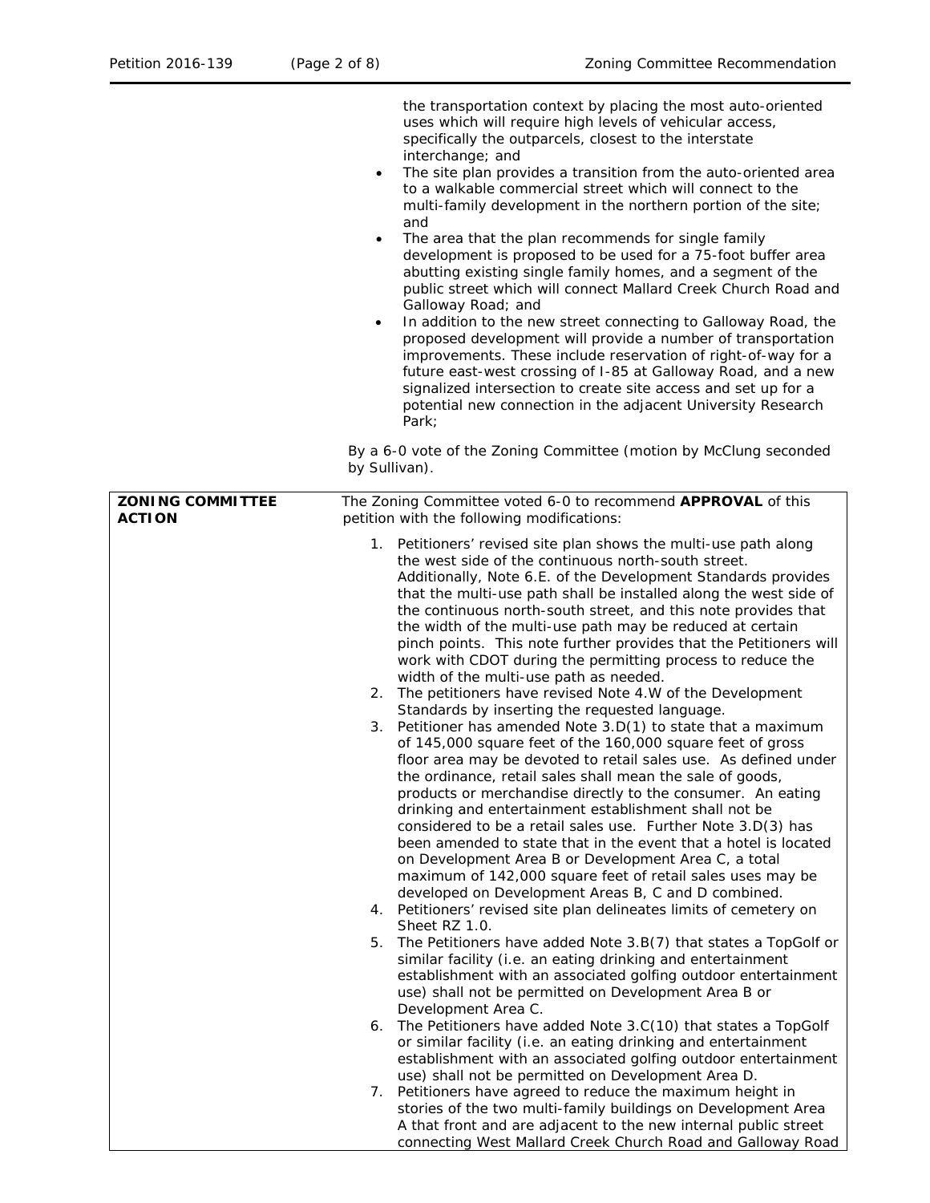the transportation context by placing the most auto-oriented uses which will require high levels of vehicular access, specifically the outparcels, closest to the interstate interchange; and

- The site plan provides a transition from the auto-oriented area to a walkable commercial street which will connect to the multi-family development in the northern portion of the site; and
- The area that the plan recommends for single family development is proposed to be used for a 75-foot buffer area abutting existing single family homes, and a segment of the public street which will connect Mallard Creek Church Road and Galloway Road; and
- In addition to the new street connecting to Galloway Road, the proposed development will provide a number of transportation improvements. These include reservation of right-of-way for a future east-west crossing of I-85 at Galloway Road, and a new signalized intersection to create site access and set up for a potential new connection in the adjacent University Research Park;

By a 6-0 vote of the Zoning Committee (motion by McClung seconded by Sullivan).

| **ZONING COMMITTEE ACTION** | The Zoning Committee voted 6-0 to recommend **APPROVAL** of this petition with the following modifications:<br><br>1. Petitioners' revised site plan shows the multi-use path along the west side of the continuous north-south street. Additionally, Note 6.E. of the Development Standards provides that the multi-use path shall be installed along the west side of the continuous north-south street, and this note provides that the width of the multi-use path may be reduced at certain pinch points. This note further provides that the Petitioners will work with CDOT during the permitting process to reduce the width of the multi-use path as needed.<br>2. The petitioners have revised Note 4.W of the Development Standards by inserting the requested language.<br>3. Petitioner has amended Note 3.D(1) to state that a maximum of 145,000 square feet of the 160,000 square feet of gross floor area may be devoted to retail sales use. As defined under the ordinance, retail sales shall mean the sale of goods, products or merchandise directly to the consumer. An eating drinking and entertainment establishment shall not be considered to be a retail sales use. Further Note 3.D(3) has been amended to state that in the event that a hotel is located on Development Area B or Development Area C, a total maximum of 142,000 square feet of retail sales uses may be developed on Development Areas B, C and D combined.<br>4. Petitioners' revised site plan delineates limits of cemetery on Sheet RZ 1.0.<br>5. The Petitioners have added Note 3.B(7) that states a TopGolf or similar facility (i.e. an eating drinking and entertainment establishment with an associated golfing outdoor entertainment use) shall not be permitted on Development Area B or Development Area C.<br>6. The Petitioners have added Note 3.C(10) that states a TopGolf or similar facility (i.e. an eating drinking and entertainment establishment with an associated golfing outdoor entertainment use) shall not be permitted on Development Area D.<br>7. Petitioners have agreed to reduce the maximum height in stories of the two multi-family buildings on Development Area A that front and are adjacent to the new internal public street connecting West Mallard Creek Church Road and Galloway Road |
|---|---|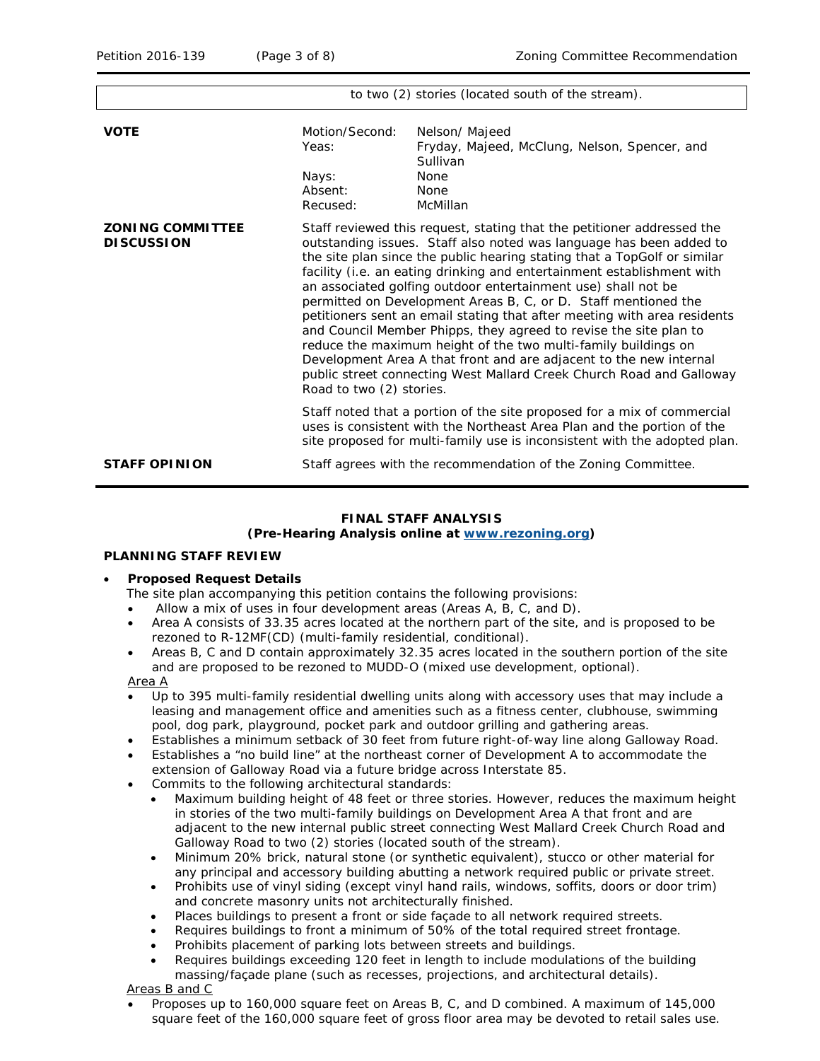| to two (2) stories (located south of the stream). |
|---|

| | | |
|---|---|---|
| **VOTE** | Motion/Second: | Nelson/ Majeed |
| | Yeas: | Fryday, Majeed, McClung, Nelson, Spencer, and Sullivan |
| | Nays: | None |
| | Absent: | None |
| | Recused: | McMillan |

| | |
|---|---|
| **ZONING COMMITTEE DISCUSSION** | Staff reviewed this request, stating that the petitioner addressed the outstanding issues. Staff also noted was language has been added to the site plan since the public hearing stating that a TopGolf or similar facility (i.e. an eating drinking and entertainment establishment with an associated golfing outdoor entertainment use) shall not be permitted on Development Areas B, C, or D. Staff mentioned the petitioners sent an email stating that after meeting with area residents and Council Member Phipps, they agreed to revise the site plan to reduce the maximum height of the two multi-family buildings on Development Area A that front and are adjacent to the new internal public street connecting West Mallard Creek Church Road and Galloway Road to two (2) stories. Staff noted that a portion of the site proposed for a mix of commercial uses is consistent with the Northeast Area Plan and the portion of the site proposed for multi-family use is inconsistent with the adopted plan. |
| **STAFF OPINION** | Staff agrees with the recommendation of the Zoning Committee. |

**FINAL STAFF ANALYSIS**
**(Pre-Hearing Analysis online at [www.rezoning.org](http://www.rezoning.org))**

**PLANNING STAFF REVIEW**

- **Proposed Request Details**
  The site plan accompanying this petition contains the following provisions:
  - Allow a mix of uses in four development areas (Areas A, B, C, and D).
  - Area A consists of 33.35 acres located at the northern part of the site, and is proposed to be rezoned to R-12MF(CD) (multi-family residential, conditional).
  - Areas B, C and D contain approximately 32.35 acres located in the southern portion of the site and are proposed to be rezoned to MUDD-O (mixed use development, optional).

  Area A
  - Up to 395 multi-family residential dwelling units along with accessory uses that may include a leasing and management office and amenities such as a fitness center, clubhouse, swimming pool, dog park, playground, pocket park and outdoor grilling and gathering areas.
  - Establishes a minimum setback of 30 feet from future right-of-way line along Galloway Road.
  - Establishes a "no build line" at the northeast corner of Development A to accommodate the extension of Galloway Road via a future bridge across Interstate 85.
  - Commits to the following architectural standards:
    - Maximum building height of 48 feet or three stories. However, reduces the maximum height in stories of the two multi-family buildings on Development Area A that front and are adjacent to the new internal public street connecting West Mallard Creek Church Road and Galloway Road to two (2) stories (located south of the stream).
    - Minimum 20% brick, natural stone (or synthetic equivalent), stucco or other material for any principal and accessory building abutting a network required public or private street.
    - Prohibits use of vinyl siding (except vinyl hand rails, windows, soffits, doors or door trim) and concrete masonry units not architecturally finished.
    - Places buildings to present a front or side façade to all network required streets.
    - Requires buildings to front a minimum of 50% of the total required street frontage.
    - Prohibits placement of parking lots between streets and buildings.
    - Requires buildings exceeding 120 feet in length to include modulations of the building massing/façade plane (such as recesses, projections, and architectural details).

  Areas B and C
  - Proposes up to 160,000 square feet on Areas B, C, and D combined. A maximum of 145,000 square feet of the 160,000 square feet of gross floor area may be devoted to retail sales use.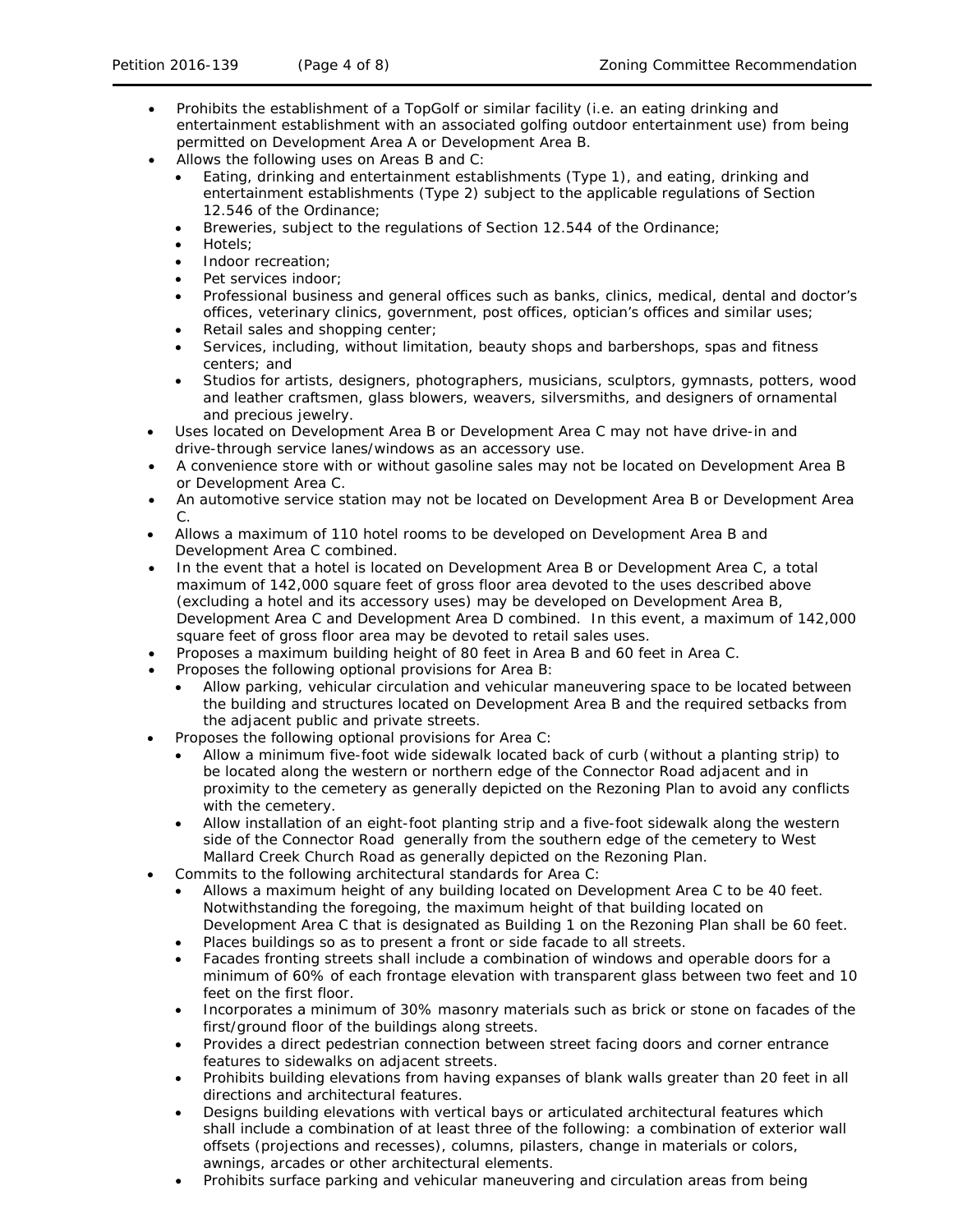- Prohibits the establishment of a TopGolf or similar facility (i.e. an eating drinking and entertainment establishment with an associated golfing outdoor entertainment use) from being permitted on Development Area A or Development Area B.
- Allows the following uses on Areas B and C:
  - Eating, drinking and entertainment establishments (Type 1), and eating, drinking and entertainment establishments (Type 2) subject to the applicable regulations of Section 12.546 of the Ordinance;
  - Breweries, subject to the regulations of Section 12.544 of the Ordinance;
  - Hotels;
  - Indoor recreation;
  - Pet services indoor;
  - Professional business and general offices such as banks, clinics, medical, dental and doctor's offices, veterinary clinics, government, post offices, optician's offices and similar uses;
  - Retail sales and shopping center;
  - Services, including, without limitation, beauty shops and barbershops, spas and fitness centers; and
  - Studios for artists, designers, photographers, musicians, sculptors, gymnasts, potters, wood and leather craftsmen, glass blowers, weavers, silversmiths, and designers of ornamental and precious jewelry.
- Uses located on Development Area B or Development Area C may not have drive-in and drive-through service lanes/windows as an accessory use.
- A convenience store with or without gasoline sales may not be located on Development Area B or Development Area C.
- An automotive service station may not be located on Development Area B or Development Area C.
- Allows a maximum of 110 hotel rooms to be developed on Development Area B and Development Area C combined.
- In the event that a hotel is located on Development Area B or Development Area C, a total maximum of 142,000 square feet of gross floor area devoted to the uses described above (excluding a hotel and its accessory uses) may be developed on Development Area B, Development Area C and Development Area D combined. In this event, a maximum of 142,000 square feet of gross floor area may be devoted to retail sales uses.
- Proposes a maximum building height of 80 feet in Area B and 60 feet in Area C.
- Proposes the following optional provisions for Area B:
  - Allow parking, vehicular circulation and vehicular maneuvering space to be located between the building and structures located on Development Area B and the required setbacks from the adjacent public and private streets.
- Proposes the following optional provisions for Area C:
  - Allow a minimum five-foot wide sidewalk located back of curb (without a planting strip) to be located along the western or northern edge of the Connector Road adjacent and in proximity to the cemetery as generally depicted on the Rezoning Plan to avoid any conflicts with the cemetery.
  - Allow installation of an eight-foot planting strip and a five-foot sidewalk along the western side of the Connector Road generally from the southern edge of the cemetery to West Mallard Creek Church Road as generally depicted on the Rezoning Plan.
- Commits to the following architectural standards for Area C:
  - Allows a maximum height of any building located on Development Area C to be 40 feet. Notwithstanding the foregoing, the maximum height of that building located on Development Area C that is designated as Building 1 on the Rezoning Plan shall be 60 feet.
  - Places buildings so as to present a front or side facade to all streets.
  - Facades fronting streets shall include a combination of windows and operable doors for a minimum of 60% of each frontage elevation with transparent glass between two feet and 10 feet on the first floor.
  - Incorporates a minimum of 30% masonry materials such as brick or stone on facades of the first/ground floor of the buildings along streets.
  - Provides a direct pedestrian connection between street facing doors and corner entrance features to sidewalks on adjacent streets.
  - Prohibits building elevations from having expanses of blank walls greater than 20 feet in all directions and architectural features.
  - Designs building elevations with vertical bays or articulated architectural features which shall include a combination of at least three of the following: a combination of exterior wall offsets (projections and recesses), columns, pilasters, change in materials or colors, awnings, arcades or other architectural elements.
  - Prohibits surface parking and vehicular maneuvering and circulation areas from being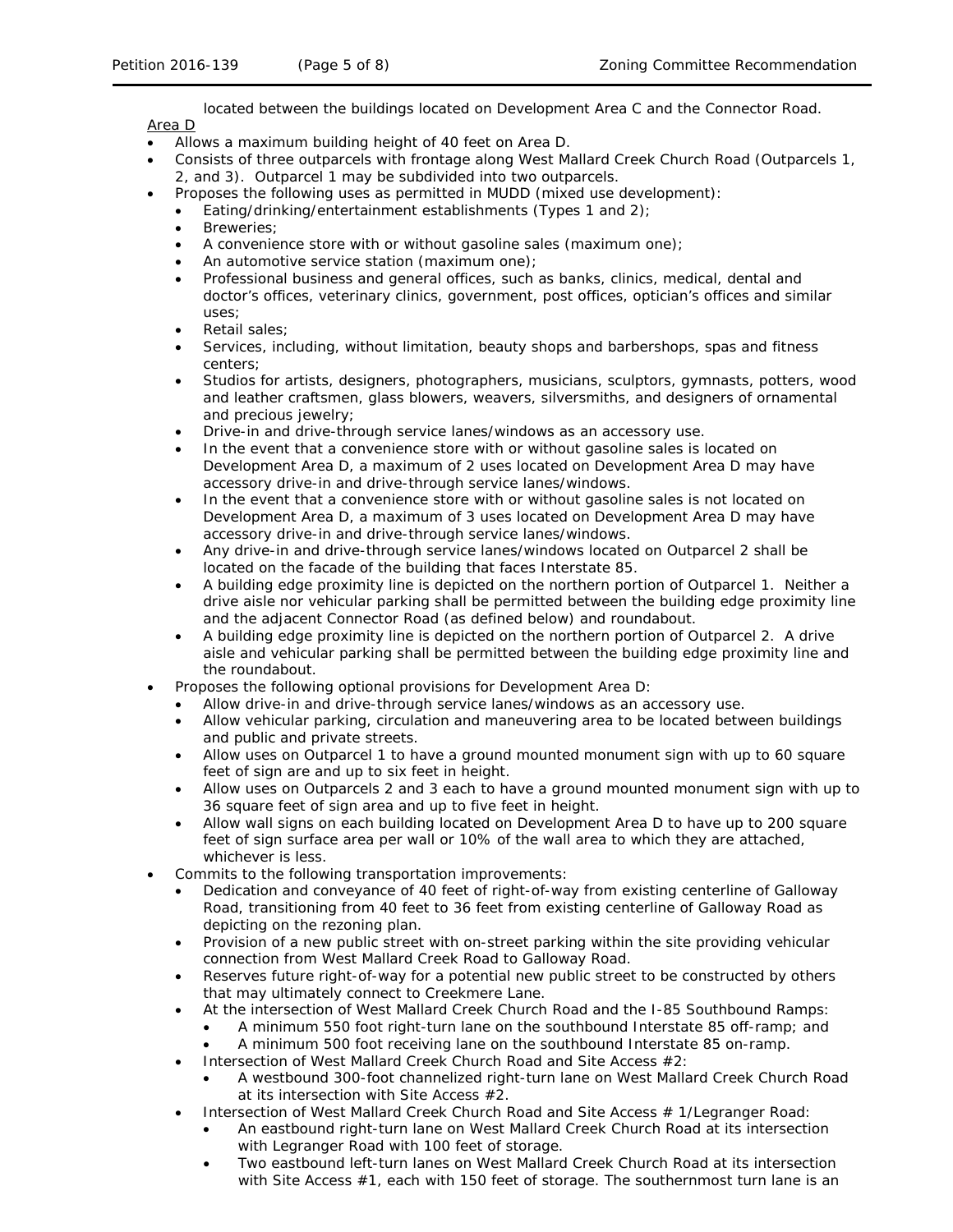located between the buildings located on Development Area C and the Connector Road.

Area D

- Allows a maximum building height of 40 feet on Area D.
- Consists of three outparcels with frontage along West Mallard Creek Church Road (Outparcels 1, 2, and 3). Outparcel 1 may be subdivided into two outparcels.
- Proposes the following uses as permitted in MUDD (mixed use development):
  - Eating/drinking/entertainment establishments (Types 1 and 2);
  - Breweries;
  - A convenience store with or without gasoline sales (maximum one);
  - An automotive service station (maximum one);
  - Professional business and general offices, such as banks, clinics, medical, dental and doctor's offices, veterinary clinics, government, post offices, optician's offices and similar uses;
  - Retail sales;
  - Services, including, without limitation, beauty shops and barbershops, spas and fitness centers;
  - Studios for artists, designers, photographers, musicians, sculptors, gymnasts, potters, wood and leather craftsmen, glass blowers, weavers, silversmiths, and designers of ornamental and precious jewelry;
  - Drive-in and drive-through service lanes/windows as an accessory use.
  - In the event that a convenience store with or without gasoline sales is located on Development Area D, a maximum of 2 uses located on Development Area D may have accessory drive-in and drive-through service lanes/windows.
  - In the event that a convenience store with or without gasoline sales is not located on Development Area D, a maximum of 3 uses located on Development Area D may have accessory drive-in and drive-through service lanes/windows.
  - Any drive-in and drive-through service lanes/windows located on Outparcel 2 shall be located on the facade of the building that faces Interstate 85.
  - A building edge proximity line is depicted on the northern portion of Outparcel 1. Neither a drive aisle nor vehicular parking shall be permitted between the building edge proximity line and the adjacent Connector Road (as defined below) and roundabout.
  - A building edge proximity line is depicted on the northern portion of Outparcel 2. A drive aisle and vehicular parking shall be permitted between the building edge proximity line and the roundabout.
- Proposes the following optional provisions for Development Area D:
  - Allow drive-in and drive-through service lanes/windows as an accessory use.
  - Allow vehicular parking, circulation and maneuvering area to be located between buildings and public and private streets.
  - Allow uses on Outparcel 1 to have a ground mounted monument sign with up to 60 square feet of sign are and up to six feet in height.
  - Allow uses on Outparcels 2 and 3 each to have a ground mounted monument sign with up to 36 square feet of sign area and up to five feet in height.
  - Allow wall signs on each building located on Development Area D to have up to 200 square feet of sign surface area per wall or 10% of the wall area to which they are attached, whichever is less.
- Commits to the following transportation improvements:
  - Dedication and conveyance of 40 feet of right-of-way from existing centerline of Galloway Road, transitioning from 40 feet to 36 feet from existing centerline of Galloway Road as depicting on the rezoning plan.
  - Provision of a new public street with on-street parking within the site providing vehicular connection from West Mallard Creek Road to Galloway Road.
  - Reserves future right-of-way for a potential new public street to be constructed by others that may ultimately connect to Creekmere Lane.
  - At the intersection of West Mallard Creek Church Road and the I-85 Southbound Ramps:
    - A minimum 550 foot right-turn lane on the southbound Interstate 85 off-ramp; and
    - A minimum 500 foot receiving lane on the southbound Interstate 85 on-ramp.
  - Intersection of West Mallard Creek Church Road and Site Access #2:
    - A westbound 300-foot channelized right-turn lane on West Mallard Creek Church Road at its intersection with Site Access #2.
  - Intersection of West Mallard Creek Church Road and Site Access # 1/Legranger Road:
    - An eastbound right-turn lane on West Mallard Creek Church Road at its intersection with Legranger Road with 100 feet of storage.
    - Two eastbound left-turn lanes on West Mallard Creek Church Road at its intersection with Site Access #1, each with 150 feet of storage. The southernmost turn lane is an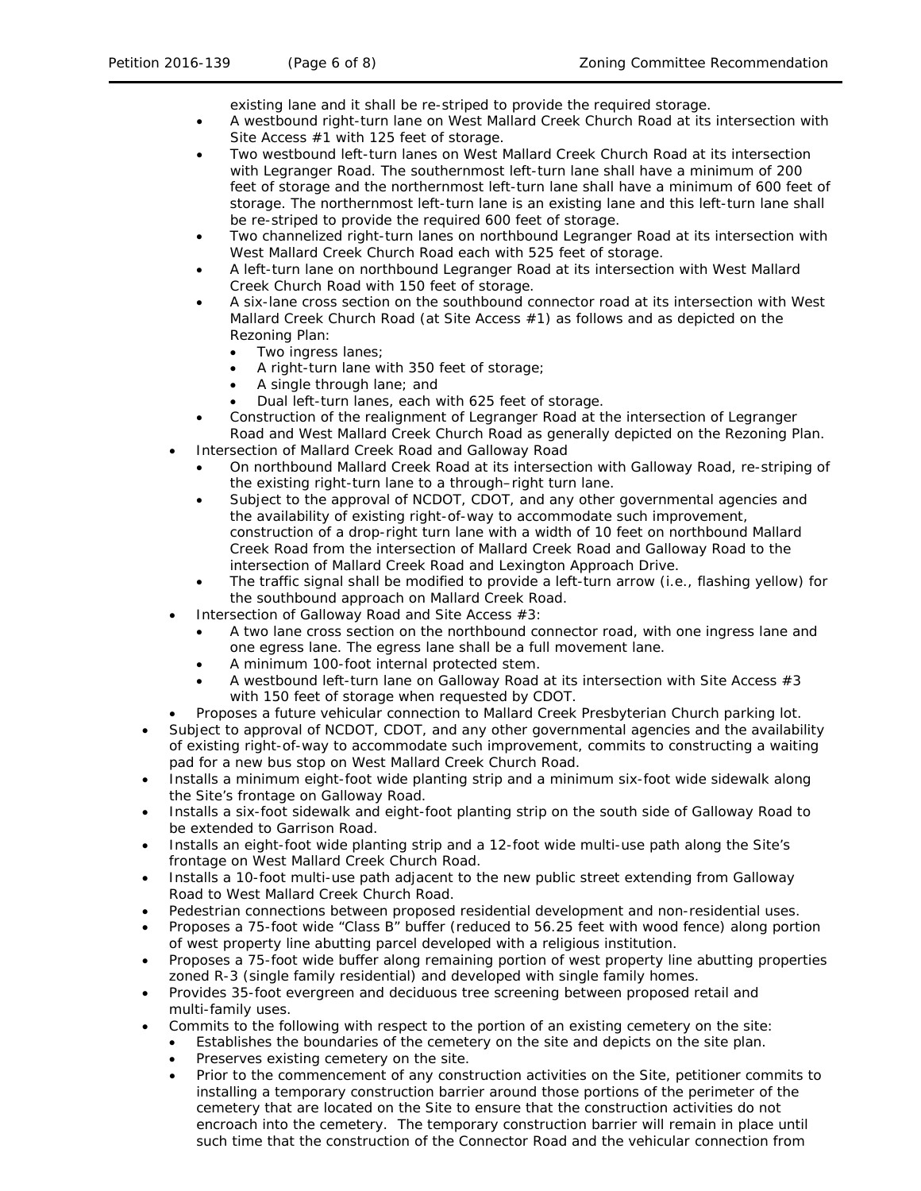existing lane and it shall be re-striped to provide the required storage.

        - A westbound right-turn lane on West Mallard Creek Church Road at its intersection with Site Access #1 with 125 feet of storage.
        - Two westbound left-turn lanes on West Mallard Creek Church Road at its intersection with Legranger Road. The southernmost left-turn lane shall have a minimum of 200 feet of storage and the northernmost left-turn lane shall have a minimum of 600 feet of storage. The northernmost left-turn lane is an existing lane and this left-turn lane shall be re-striped to provide the required 600 feet of storage.
        - Two channelized right-turn lanes on northbound Legranger Road at its intersection with West Mallard Creek Church Road each with 525 feet of storage.
        - A left-turn lane on northbound Legranger Road at its intersection with West Mallard Creek Church Road with 150 feet of storage.
        - A six-lane cross section on the southbound connector road at its intersection with West Mallard Creek Church Road (at Site Access #1) as follows and as depicted on the Rezoning Plan:
            - Two ingress lanes;
            - A right-turn lane with 350 feet of storage;
            - A single through lane; and
            - Dual left-turn lanes, each with 625 feet of storage.
        - Construction of the realignment of Legranger Road at the intersection of Legranger Road and West Mallard Creek Church Road as generally depicted on the Rezoning Plan.
    - Intersection of Mallard Creek Road and Galloway Road
        - On northbound Mallard Creek Road at its intersection with Galloway Road, re-striping of the existing right-turn lane to a through–right turn lane.
        - Subject to the approval of NCDOT, CDOT, and any other governmental agencies and the availability of existing right-of-way to accommodate such improvement, construction of a drop-right turn lane with a width of 10 feet on northbound Mallard Creek Road from the intersection of Mallard Creek Road and Galloway Road to the intersection of Mallard Creek Road and Lexington Approach Drive.
        - The traffic signal shall be modified to provide a left-turn arrow (i.e., flashing yellow) for the southbound approach on Mallard Creek Road.
    - Intersection of Galloway Road and Site Access #3:
        - A two lane cross section on the northbound connector road, with one ingress lane and one egress lane. The egress lane shall be a full movement lane.
        - A minimum 100-foot internal protected stem.
        - A westbound left-turn lane on Galloway Road at its intersection with Site Access #3 with 150 feet of storage when requested by CDOT.
    - Proposes a future vehicular connection to Mallard Creek Presbyterian Church parking lot.
- Subject to approval of NCDOT, CDOT, and any other governmental agencies and the availability of existing right-of-way to accommodate such improvement, commits to constructing a waiting pad for a new bus stop on West Mallard Creek Church Road.
- Installs a minimum eight-foot wide planting strip and a minimum six-foot wide sidewalk along the Site's frontage on Galloway Road.
- Installs a six-foot sidewalk and eight-foot planting strip on the south side of Galloway Road to be extended to Garrison Road.
- Installs an eight-foot wide planting strip and a 12-foot wide multi-use path along the Site's frontage on West Mallard Creek Church Road.
- Installs a 10-foot multi-use path adjacent to the new public street extending from Galloway Road to West Mallard Creek Church Road.
- Pedestrian connections between proposed residential development and non-residential uses.
- Proposes a 75-foot wide "Class B" buffer (reduced to 56.25 feet with wood fence) along portion of west property line abutting parcel developed with a religious institution.
- Proposes a 75-foot wide buffer along remaining portion of west property line abutting properties zoned R-3 (single family residential) and developed with single family homes.
- Provides 35-foot evergreen and deciduous tree screening between proposed retail and multi-family uses.
- Commits to the following with respect to the portion of an existing cemetery on the site:
    - Establishes the boundaries of the cemetery on the site and depicts on the site plan.
    - Preserves existing cemetery on the site.
    - Prior to the commencement of any construction activities on the Site, petitioner commits to installing a temporary construction barrier around those portions of the perimeter of the cemetery that are located on the Site to ensure that the construction activities do not encroach into the cemetery. The temporary construction barrier will remain in place until such time that the construction of the Connector Road and the vehicular connection from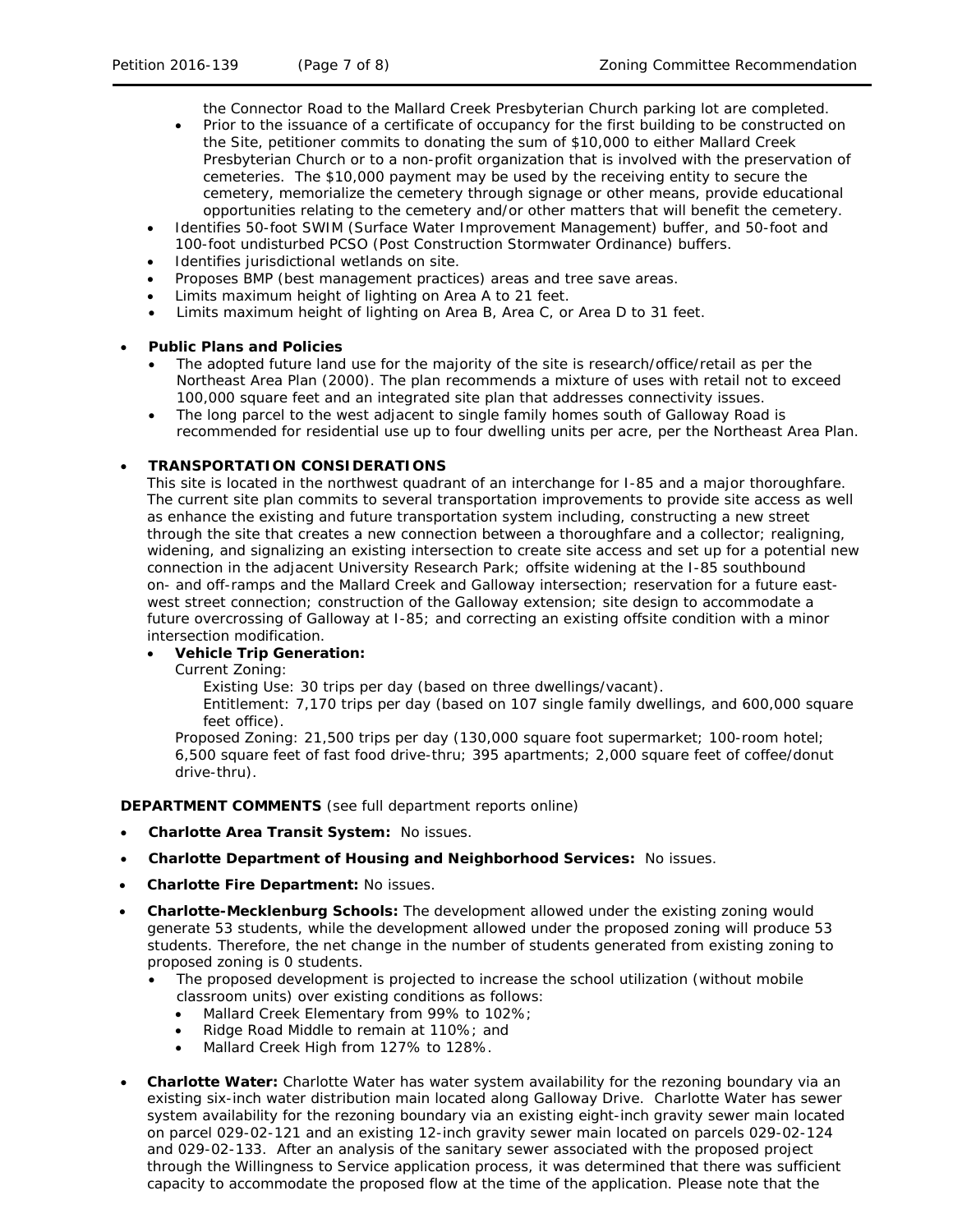the Connector Road to the Mallard Creek Presbyterian Church parking lot are completed.

- Prior to the issuance of a certificate of occupancy for the first building to be constructed on the Site, petitioner commits to donating the sum of $10,000 to either Mallard Creek Presbyterian Church or to a non-profit organization that is involved with the preservation of cemeteries. The $10,000 payment may be used by the receiving entity to secure the cemetery, memorialize the cemetery through signage or other means, provide educational opportunities relating to the cemetery and/or other matters that will benefit the cemetery.
- Identifies 50-foot SWIM (Surface Water Improvement Management) buffer, and 50-foot and 100-foot undisturbed PCSO (Post Construction Stormwater Ordinance) buffers.
- Identifies jurisdictional wetlands on site.
- Proposes BMP (best management practices) areas and tree save areas.
- Limits maximum height of lighting on Area A to 21 feet.
- Limits maximum height of lighting on Area B, Area C, or Area D to 31 feet.

- **Public Plans and Policies**
  - The adopted future land use for the majority of the site is research/office/retail as per the Northeast Area Plan (2000). The plan recommends a mixture of uses with retail not to exceed 100,000 square feet and an integrated site plan that addresses connectivity issues.
  - The long parcel to the west adjacent to single family homes south of Galloway Road is recommended for residential use up to four dwelling units per acre, per the Northeast Area Plan.

- **TRANSPORTATION CONSIDERATIONS**

  This site is located in the northwest quadrant of an interchange for I-85 and a major thoroughfare. The current site plan commits to several transportation improvements to provide site access as well as enhance the existing and future transportation system including, constructing a new street through the site that creates a new connection between a thoroughfare and a collector; realigning, widening, and signalizing an existing intersection to create site access and set up for a potential new connection in the adjacent University Research Park; offsite widening at the I-85 southbound on- and off-ramps and the Mallard Creek and Galloway intersection; reservation for a future east-west street connection; construction of the Galloway extension; site design to accommodate a future overcrossing of Galloway at I-85; and correcting an existing offsite condition with a minor intersection modification.

  - **Vehicle Trip Generation:**

    Current Zoning:

    Existing Use: 30 trips per day (based on three dwellings/vacant).

    Entitlement: 7,170 trips per day (based on 107 single family dwellings, and 600,000 square feet office).

    Proposed Zoning: 21,500 trips per day (130,000 square foot supermarket; 100-room hotel; 6,500 square feet of fast food drive-thru; 395 apartments; 2,000 square feet of coffee/donut drive-thru).

**DEPARTMENT COMMENTS** (see full department reports online)

- **Charlotte Area Transit System:** No issues.
- **Charlotte Department of Housing and Neighborhood Services:** No issues.
- **Charlotte Fire Department:** No issues.
- **Charlotte-Mecklenburg Schools:** The development allowed under the existing zoning would generate 53 students, while the development allowed under the proposed zoning will produce 53 students. Therefore, the net change in the number of students generated from existing zoning to proposed zoning is 0 students.
  - The proposed development is projected to increase the school utilization (without mobile classroom units) over existing conditions as follows:
    - Mallard Creek Elementary from 99% to 102%;
    - Ridge Road Middle to remain at 110%; and
    - Mallard Creek High from 127% to 128%.
- **Charlotte Water:** Charlotte Water has water system availability for the rezoning boundary via an existing six-inch water distribution main located along Galloway Drive. Charlotte Water has sewer system availability for the rezoning boundary via an existing eight-inch gravity sewer main located on parcel 029-02-121 and an existing 12-inch gravity sewer main located on parcels 029-02-124 and 029-02-133. After an analysis of the sanitary sewer associated with the proposed project through the Willingness to Service application process, it was determined that there was sufficient capacity to accommodate the proposed flow at the time of the application. Please note that the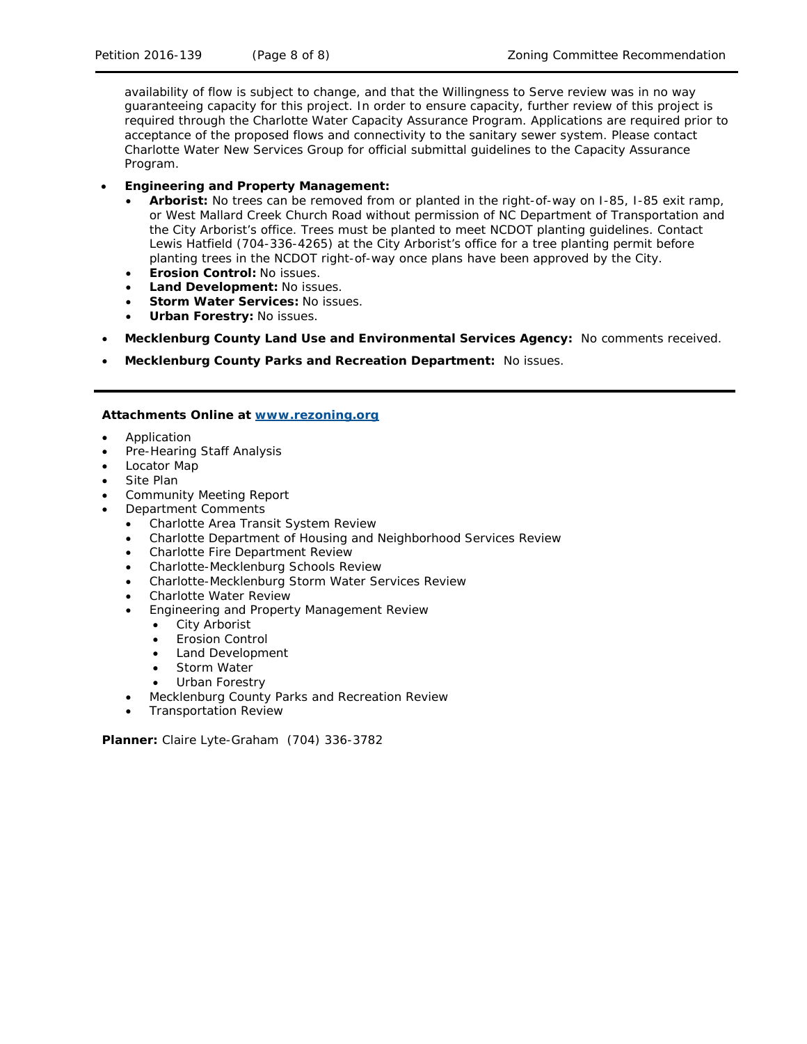availability of flow is subject to change, and that the Willingness to Serve review was in no way guaranteeing capacity for this project. In order to ensure capacity, further review of this project is required through the Charlotte Water Capacity Assurance Program. Applications are required prior to acceptance of the proposed flows and connectivity to the sanitary sewer system. Please contact Charlotte Water New Services Group for official submittal guidelines to the Capacity Assurance Program.

- **Engineering and Property Management:**
  - **Arborist:** No trees can be removed from or planted in the right-of-way on I-85, I-85 exit ramp, or West Mallard Creek Church Road without permission of NC Department of Transportation and the City Arborist's office. Trees must be planted to meet NCDOT planting guidelines. Contact Lewis Hatfield (704-336-4265) at the City Arborist's office for a tree planting permit before planting trees in the NCDOT right-of-way once plans have been approved by the City.
  - **Erosion Control:** No issues.
  - **Land Development:** No issues.
  - **Storm Water Services:** No issues.
  - **Urban Forestry:** No issues.
- **Mecklenburg County Land Use and Environmental Services Agency:** No comments received.
- **Mecklenburg County Parks and Recreation Department:** No issues.

---

**Attachments Online at [www.rezoning.org](www.rezoning.org)**

- Application
- Pre-Hearing Staff Analysis
- Locator Map
- Site Plan
- Community Meeting Report
- Department Comments
  - Charlotte Area Transit System Review
  - Charlotte Department of Housing and Neighborhood Services Review
  - Charlotte Fire Department Review
  - Charlotte-Mecklenburg Schools Review
  - Charlotte-Mecklenburg Storm Water Services Review
  - Charlotte Water Review
  - Engineering and Property Management Review
    - City Arborist
    - Erosion Control
    - Land Development
    - Storm Water
    - Urban Forestry
  - Mecklenburg County Parks and Recreation Review
  - Transportation Review

**Planner:** Claire Lyte-Graham (704) 336-3782